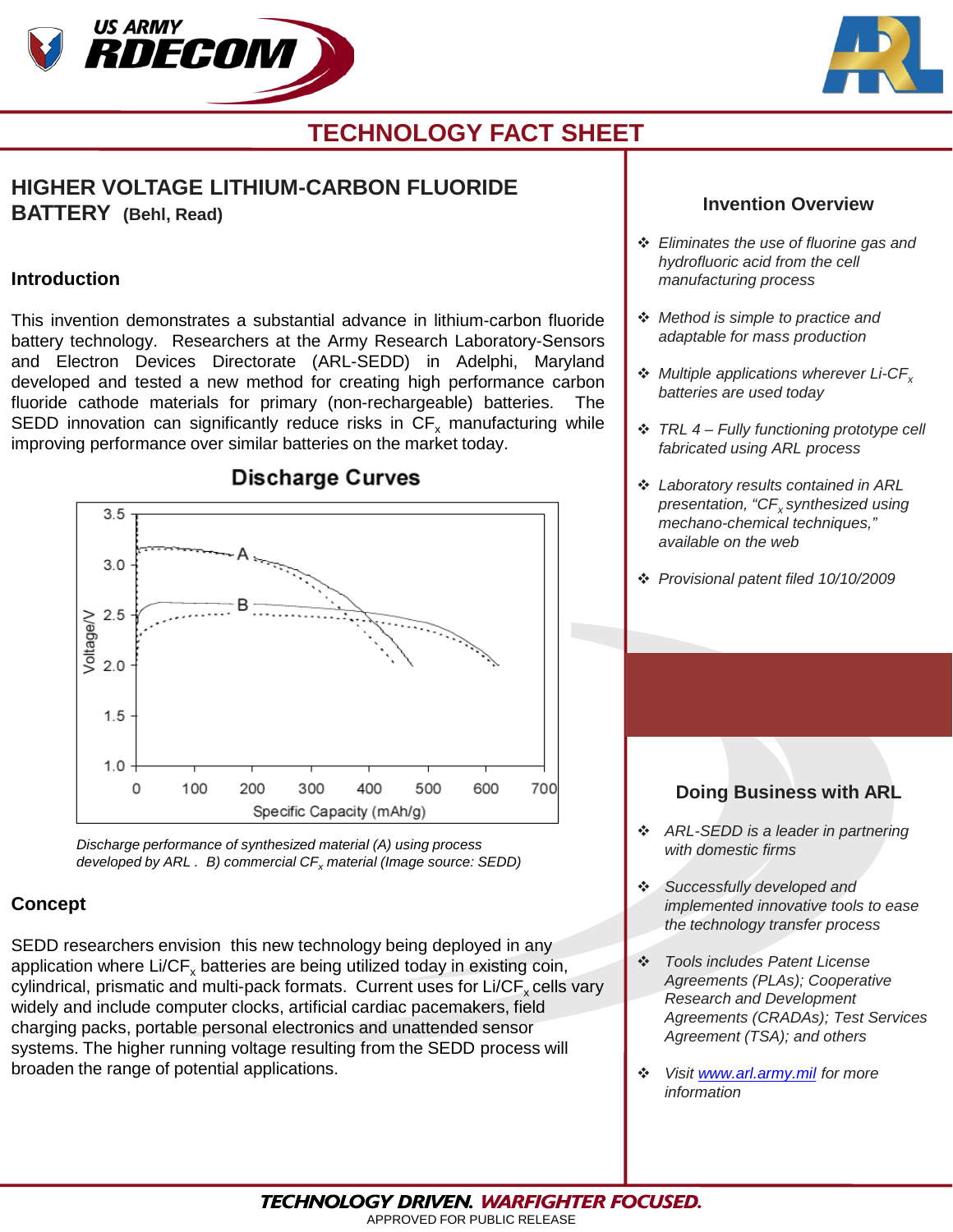# TECHNOLOGY FACT SHEET

## HIGHER VOLTAGE LITHIUM-CARBON FLUORIDE BATTERY (Behl, Read)

### Introduction

This invention demonstrates a substantial advance in lithium-carbon fluoride battery technology. Researchers at the Army Research Laboratory-Sensors and Electron Devices Directorate (ARL-SEDD) in Adelphi, Maryland developed and tested a new method for creating high performance carbon fluoride cathode materials for primary (non-rechargeable) batteries. The SEDD innovation can significantly reduce risks in $CF_x$ manufacturing while improving performance over similar batteries on the market today.

**Discharge Curves**

*Discharge performance of synthesized material (A) using process developed by ARL . B) commercial $CF_x$ material (Image source: SEDD)*

### Concept

SEDD researchers envision this new technology being deployed in any application where $Li/CF_x$ batteries are being utilized today in existing coin, cylindrical, prismatic and multi-pack formats. Current uses for $Li/CF_x$ cells vary widely and include computer clocks, artificial cardiac pacemakers, field charging packs, portable personal electronics and unattended sensor systems. The higher running voltage resulting from the SEDD process will broaden the range of potential applications.

### Invention Overview

- *Eliminates the use of fluorine gas and hydrofluoric acid from the cell manufacturing process*
- *Method is simple to practice and adaptable for mass production*
- *Multiple applications wherever $Li\text{-}CF_x$ batteries are used today*
- *TRL 4 – Fully functioning prototype cell fabricated using ARL process*
- *Laboratory results contained in ARL presentation, "$CF_x$ synthesized using mechano-chemical techniques," available on the web*
- *Provisional patent filed 10/10/2009*

### Doing Business with ARL

- *ARL-SEDD is a leader in partnering with domestic firms*
- *Successfully developed and implemented innovative tools to ease the technology transfer process*
- *Tools includes Patent License Agreements (PLAs); Cooperative Research and Development Agreements (CRADAs); Test Services Agreement (TSA); and others*
- *Visit [www.arl.army.mil](http://www.arl.army.mil) for more information*

**TECHNOLOGY DRIVEN. WARFIGHTER FOCUSED.**

APPROVED FOR PUBLIC RELEASE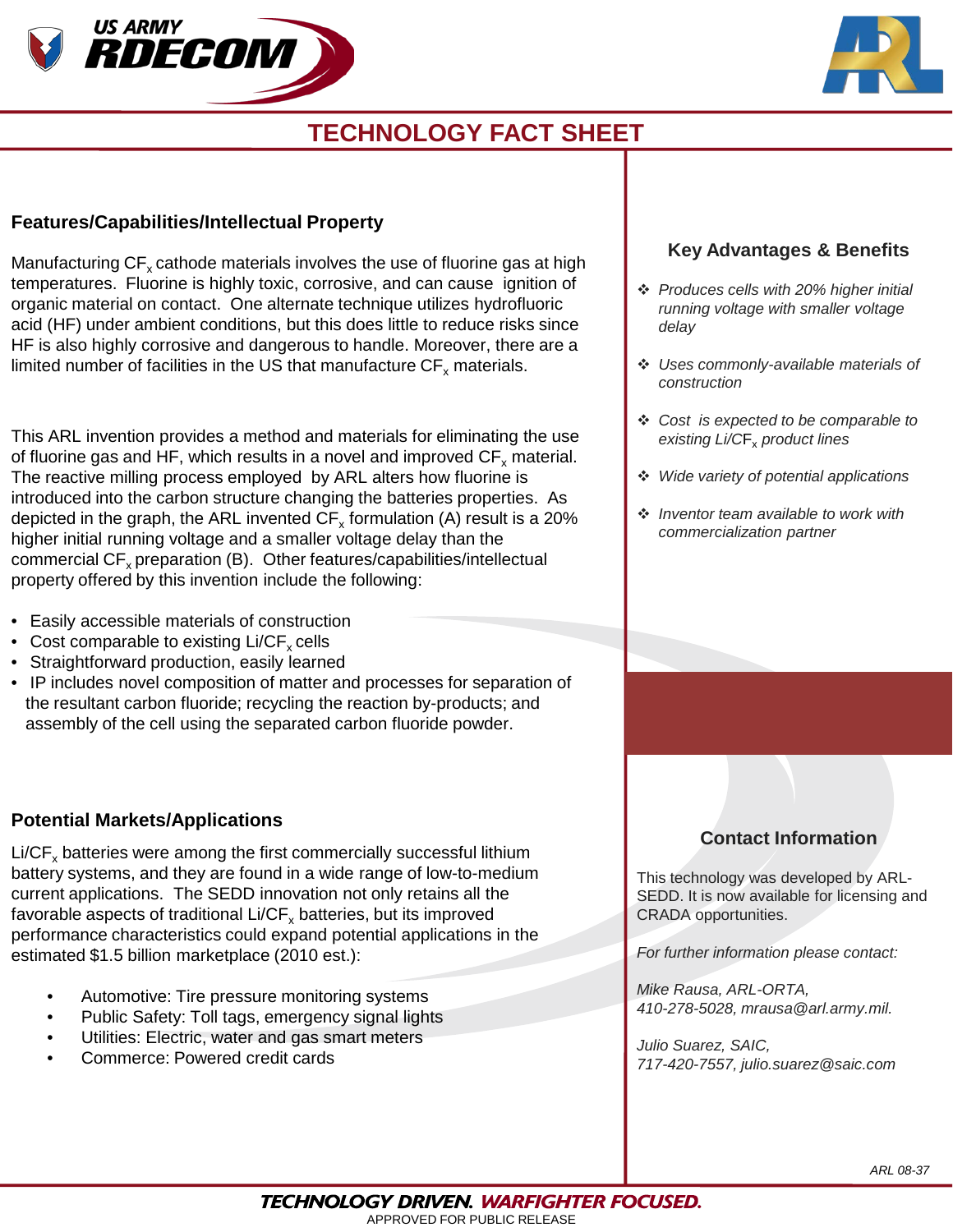## TECHNOLOGY FACT SHEET

### Features/Capabilities/Intellectual Property

Manufacturing $CF_x$ cathode materials involves the use of fluorine gas at high temperatures. Fluorine is highly toxic, corrosive, and can cause ignition of organic material on contact. One alternate technique utilizes hydrofluoric acid (HF) under ambient conditions, but this does little to reduce risks since HF is also highly corrosive and dangerous to handle. Moreover, there are a limited number of facilities in the US that manufacture $CF_x$ materials.

This ARL invention provides a method and materials for eliminating the use of fluorine gas and HF, which results in a novel and improved $CF_x$ material. The reactive milling process employed by ARL alters how fluorine is introduced into the carbon structure changing the batteries properties. As depicted in the graph, the ARL invented $CF_x$ formulation (A) result is a 20% higher initial running voltage and a smaller voltage delay than the commercial $CF_x$ preparation (B). Other features/capabilities/intellectual property offered by this invention include the following:

- Easily accessible materials of construction
- Cost comparable to existing $Li/CF_x$ cells
- Straightforward production, easily learned
- IP includes novel composition of matter and processes for separation of the resultant carbon fluoride; recycling the reaction by-products; and assembly of the cell using the separated carbon fluoride powder.

### Potential Markets/Applications

$Li/CF_x$ batteries were among the first commercially successful lithium battery systems, and they are found in a wide range of low-to-medium current applications. The SEDD innovation not only retains all the favorable aspects of traditional $Li/CF_x$ batteries, but its improved performance characteristics could expand potential applications in the estimated $1.5 billion marketplace (2010 est.):

- Automotive: Tire pressure monitoring systems
- Public Safety: Toll tags, emergency signal lights
- Utilities: Electric, water and gas smart meters
- Commerce: Powered credit cards

### Key Advantages & Benefits

- *Produces cells with 20% higher initial running voltage with smaller voltage delay*
- *Uses commonly-available materials of construction*
- *Cost is expected to be comparable to existing $Li/CF_x$ product lines*
- *Wide variety of potential applications*
- *Inventor team available to work with commercialization partner*

### Contact Information

This technology was developed by ARL-SEDD. It is now available for licensing and CRADA opportunities.

*For further information please contact:*

*Mike Rausa, ARL-ORTA, 410-278-5028, mrausa@arl.army.mil.*

*Julio Suarez, SAIC, 717-420-7557, julio.suarez@saic.com*

*ARL 08-37*

TECHNOLOGY DRIVEN. WARFIGHTER FOCUSED.

APPROVED FOR PUBLIC RELEASE